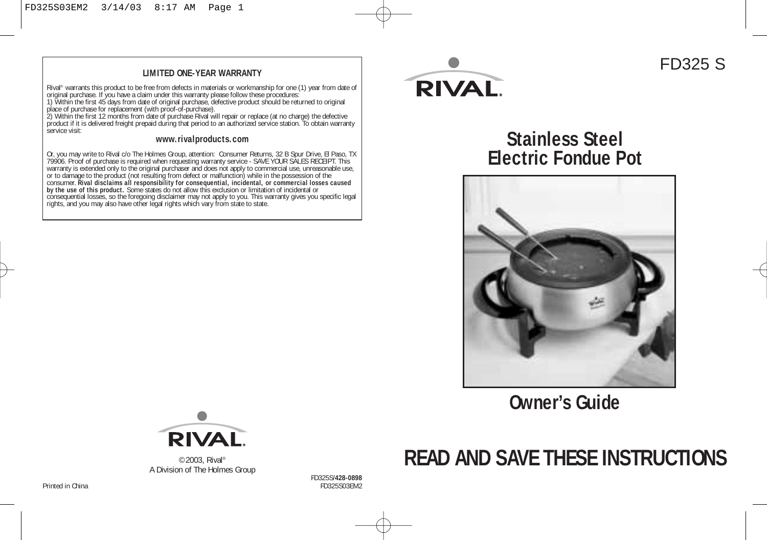## LIMITED ONE-YEAR WARRANTY

Rival® warrants this product to be free from defects in materials or workmanship for one (1) year from date of original purchase. If you have a claim under this warranty please follow these procedures:
1) Within the first 45 days from date of original purchase, defective product should be returned to original place of purchase for replacement (with proof-of-purchase).
2) Within the first 12 months from date of purchase Rival will repair or replace (at no charge) the defective product if it is delivered freight prepaid during that period to an authorized service station. To obtain warranty service visit:

**www.rivalproducts.com**

Or, you may write to Rival c/o The Holmes Group, attention: Consumer Returns, 32 B Spur Drive, El Paso, TX 79906. Proof of purchase is required when requesting warranty service - SAVE YOUR SALES RECEIPT. This warranty is extended only to the original purchaser and does not apply to commercial use, unreasonable use, or to damage to the product (not resulting from defect or malfunction) while in the possession of the consumer. **Rival disclaims all responsibility for consequential, incidental, or commercial losses caused by the use of this product.** Some states do not allow this exclusion or limitation of incidental or consequential losses, so the foregoing disclaimer may not apply to you. This warranty gives you specific legal rights, and you may also have other legal rights which vary from state to state.

RIVAL®

©2003, Rival®
A Division of The Holmes Group

Printed in China

FD325S/**428-0898**
FD325S03EM2

RIVAL®

FD325 S

# Stainless Steel Electric Fondue Pot

## Owner's Guide

# READ AND SAVE THESE INSTRUCTIONS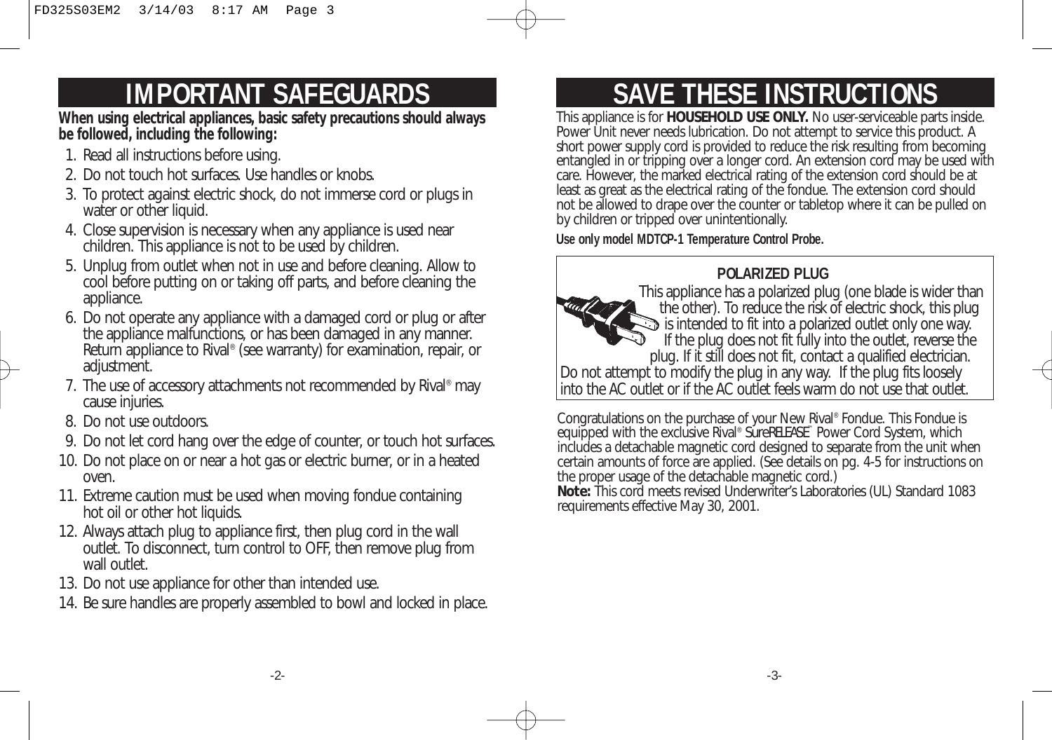# IMPORTANT SAFEGUARDS

**When using electrical appliances, basic safety precautions should always be followed, including the following:**

1. Read all instructions before using.
2. Do not touch hot surfaces. Use handles or knobs.
3. To protect against electric shock, do not immerse cord or plugs in water or other liquid.
4. Close supervision is necessary when any appliance is used near children. This appliance is not to be used by children.
5. Unplug from outlet when not in use and before cleaning. Allow to cool before putting on or taking off parts, and before cleaning the appliance.
6. Do not operate any appliance with a damaged cord or plug or after the appliance malfunctions, or has been damaged in any manner. Return appliance to Rival® (see warranty) for examination, repair, or adjustment.
7. The use of accessory attachments not recommended by Rival® may cause injuries.
8. Do not use outdoors.
9. Do not let cord hang over the edge of counter, or touch hot surfaces.
10. Do not place on or near a hot gas or electric burner, or in a heated oven.
11. Extreme caution must be used when moving fondue containing hot oil or other hot liquids.
12. Always attach plug to appliance first, then plug cord in the wall outlet. To disconnect, turn control to OFF, then remove plug from wall outlet.
13. Do not use appliance for other than intended use.
14. Be sure handles are properly assembled to bowl and locked in place.

# SAVE THESE INSTRUCTIONS

This appliance is for **HOUSEHOLD USE ONLY.** No user-serviceable parts inside. Power Unit never needs lubrication. Do not attempt to service this product. A short power supply cord is provided to reduce the risk resulting from becoming entangled in or tripping over a longer cord. An extension cord may be used with care. However, the marked electrical rating of the extension cord should be at least as great as the electrical rating of the fondue. The extension cord should not be allowed to drape over the counter or tabletop where it can be pulled on by children or tripped over unintentionally.

**Use only model MDTCP-1 Temperature Control Probe.**

**POLARIZED PLUG**

This appliance has a polarized plug (one blade is wider than the other). To reduce the risk of electric shock, this plug is intended to fit into a polarized outlet only one way. If the plug does not fit fully into the outlet, reverse the plug. If it still does not fit, contact a qualified electrician. Do not attempt to modify the plug in any way. If the plug fits loosely into the AC outlet or if the AC outlet feels warm do not use that outlet.

Congratulations on the purchase of your New Rival® Fondue. This Fondue is equipped with the exclusive Rival® *SureRELEASE*™ Power Cord System, which includes a detachable magnetic cord designed to separate from the unit when certain amounts of force are applied. (See details on pg. 4-5 for instructions on the proper usage of the detachable magnetic cord.)

**Note:** This cord meets revised Underwriter's Laboratories (UL) Standard 1083 requirements effective May 30, 2001.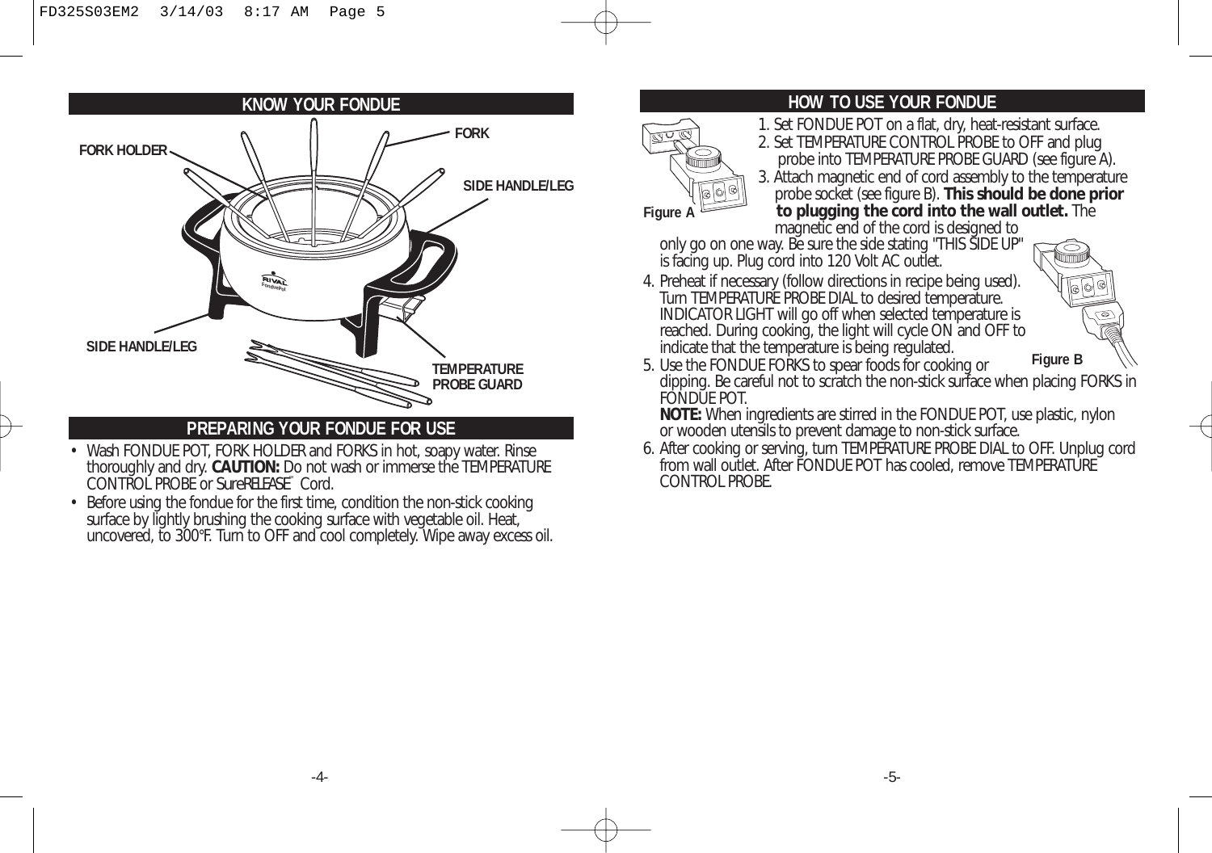## KNOW YOUR FONDUE

FORK HOLDER

FORK

SIDE HANDLE/LEG

SIDE HANDLE/LEG

TEMPERATURE PROBE GUARD

## PREPARING YOUR FONDUE FOR USE

- Wash FONDUE POT, FORK HOLDER and FORKS in hot, soapy water. Rinse thoroughly and dry. **CAUTION:** Do not wash or immerse the TEMPERATURE CONTROL PROBE or *SureRELEASE*™ Cord.
- Before using the fondue for the first time, condition the non-stick cooking surface by lightly brushing the cooking surface with vegetable oil. Heat, uncovered, to 300°F. Turn to OFF and cool completely. Wipe away excess oil.

## HOW TO USE YOUR FONDUE

1. Set FONDUE POT on a flat, dry, heat-resistant surface.
2. Set TEMPERATURE CONTROL PROBE to OFF and plug probe into TEMPERATURE PROBE GUARD (see figure A).
3. Attach magnetic end of cord assembly to the temperature probe socket (see figure B). **This should be done prior to plugging the cord into the wall outlet.** The magnetic end of the cord is designed to only go on one way. Be sure the side stating "THIS SIDE UP" is facing up. Plug cord into 120 Volt AC outlet.
4. Preheat if necessary (follow directions in recipe being used). Turn TEMPERATURE PROBE DIAL to desired temperature. INDICATOR LIGHT will go off when selected temperature is reached. During cooking, the light will cycle ON and OFF to indicate that the temperature is being regulated.
5. Use the FONDUE FORKS to spear foods for cooking or dipping. Be careful not to scratch the non-stick surface when placing FORKS in FONDUE POT.
   **NOTE:** When ingredients are stirred in the FONDUE POT, use plastic, nylon or wooden utensils to prevent damage to non-stick surface.
6. After cooking or serving, turn TEMPERATURE PROBE DIAL to OFF. Unplug cord from wall outlet. After FONDUE POT has cooled, remove TEMPERATURE CONTROL PROBE.

Figure A

Figure B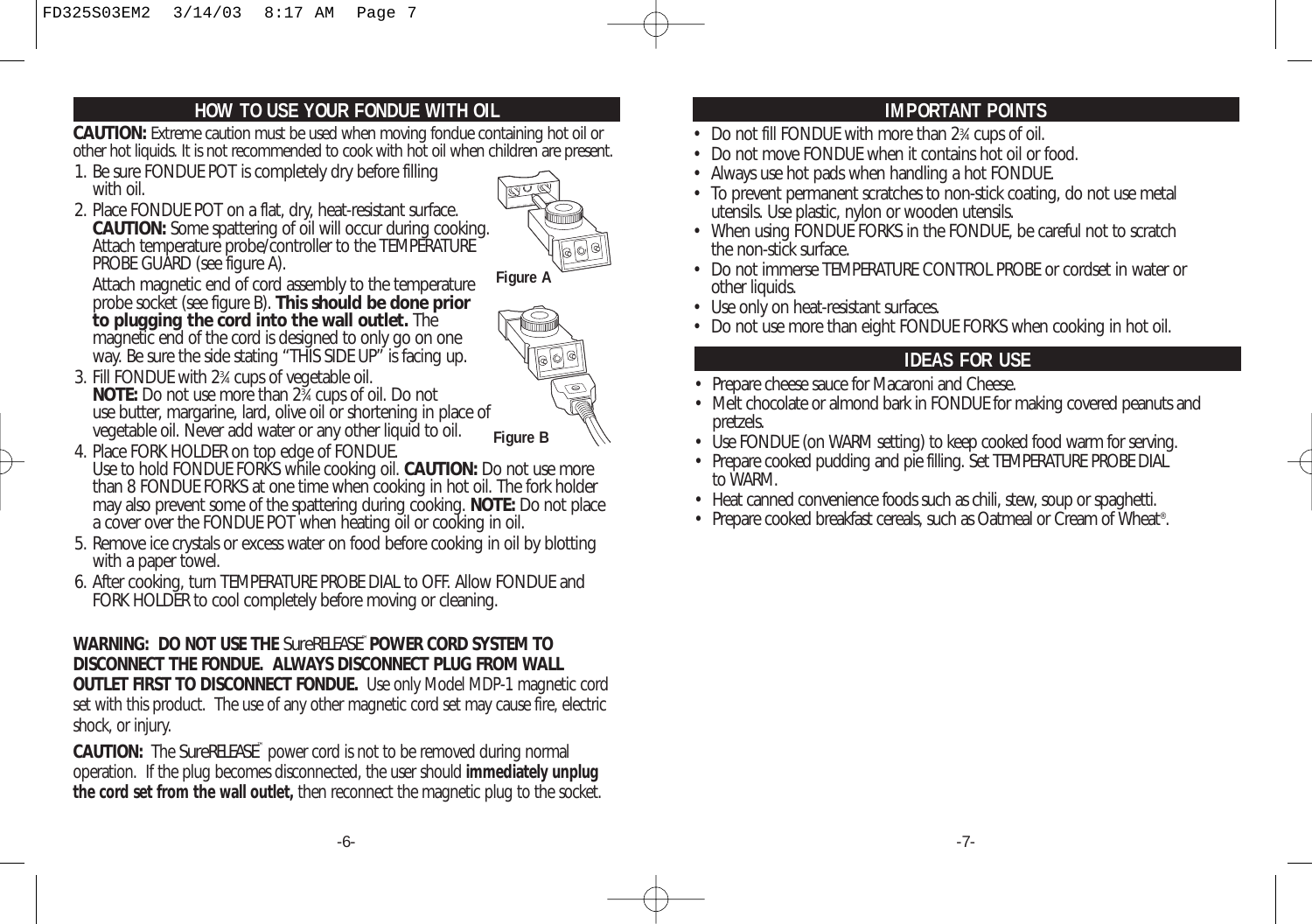## HOW TO USE YOUR FONDUE WITH OIL

**CAUTION:** Extreme caution must be used when moving fondue containing hot oil or other hot liquids. It is not recommended to cook with hot oil when children are present.

1. Be sure FONDUE POT is completely dry before filling with oil.
2. Place FONDUE POT on a flat, dry, heat-resistant surface. **CAUTION:** Some spattering of oil will occur during cooking. Attach temperature probe/controller to the TEMPERATURE PROBE GUARD (see figure A).

   Attach magnetic end of cord assembly to the temperature probe socket (see figure B). **This should be done prior to plugging the cord into the wall outlet.** The magnetic end of the cord is designed to only go on one way. Be sure the side stating "THIS SIDE UP" is facing up.
3. Fill FONDUE with 2¾ cups of vegetable oil. **NOTE:** Do not use more than 2¾ cups of oil. Do not use butter, margarine, lard, olive oil or shortening in place of vegetable oil. Never add water or any other liquid to oil.
4. Place FORK HOLDER on top edge of FONDUE. Use to hold FONDUE FORKS while cooking oil. **CAUTION:** Do not use more than 8 FONDUE FORKS at one time when cooking in hot oil. The fork holder may also prevent some of the spattering during cooking. **NOTE:** Do not place a cover over the FONDUE POT when heating oil or cooking in oil.
5. Remove ice crystals or excess water on food before cooking in oil by blotting with a paper towel.
6. After cooking, turn TEMPERATURE PROBE DIAL to OFF. Allow FONDUE and FORK HOLDER to cool completely before moving or cleaning.

Figure A

Figure B

**WARNING: DO NOT USE THE** *SureRELEASE*™ **POWER CORD SYSTEM TO DISCONNECT THE FONDUE. ALWAYS DISCONNECT PLUG FROM WALL OUTLET FIRST TO DISCONNECT FONDUE.** Use only Model MDP-1 magnetic cord set with this product. The use of any other magnetic cord set may cause fire, electric shock, or injury.

**CAUTION:** The *SureRELEASE*™ power cord is not to be removed during normal operation. If the plug becomes disconnected, the user should **immediately unplug the cord set from the wall outlet,** then reconnect the magnetic plug to the socket.

## IMPORTANT POINTS

- Do not fill FONDUE with more than 2¾ cups of oil.
- Do not move FONDUE when it contains hot oil or food.
- Always use hot pads when handling a hot FONDUE.
- To prevent permanent scratches to non-stick coating, do not use metal utensils. Use plastic, nylon or wooden utensils.
- When using FONDUE FORKS in the FONDUE, be careful not to scratch the non-stick surface.
- Do not immerse TEMPERATURE CONTROL PROBE or cordset in water or other liquids.
- Use only on heat-resistant surfaces.
- Do not use more than eight FONDUE FORKS when cooking in hot oil.

## IDEAS FOR USE

- Prepare cheese sauce for Macaroni and Cheese.
- Melt chocolate or almond bark in FONDUE for making covered peanuts and pretzels.
- Use FONDUE (on WARM setting) to keep cooked food warm for serving.
- Prepare cooked pudding and pie filling. Set TEMPERATURE PROBE DIAL to WARM.
- Heat canned convenience foods such as chili, stew, soup or spaghetti.
- Prepare cooked breakfast cereals, such as Oatmeal or Cream of Wheat®.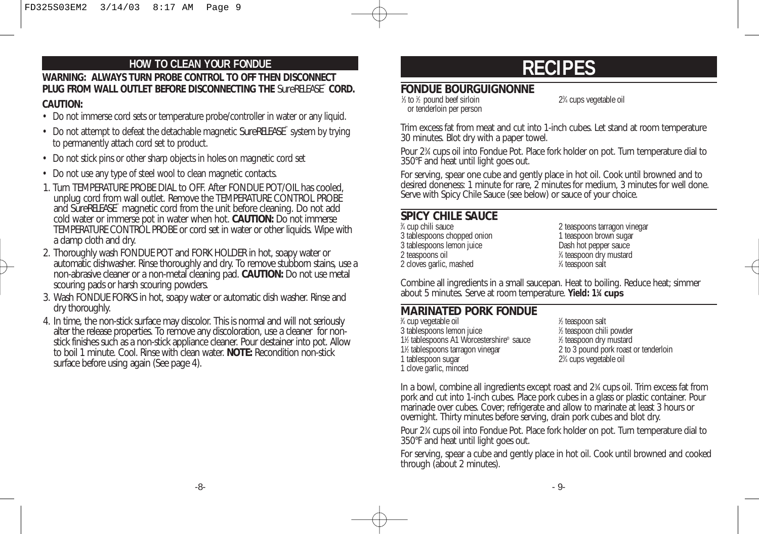## HOW TO CLEAN YOUR FONDUE

**WARNING: ALWAYS TURN PROBE CONTROL TO OFF THEN DISCONNECT PLUG FROM WALL OUTLET BEFORE DISCONNECTING THE SureRELEASE™ CORD.**

**CAUTION:**

- Do not immerse cord sets or temperature probe/controller in water or any liquid.
- Do not attempt to defeat the detachable magnetic SureRELEASE™ system by trying to permanently attach cord set to product.
- Do not stick pins or other sharp objects in holes on magnetic cord set
- Do not use any type of steel wool to clean magnetic contacts.

1. Turn TEMPERATURE PROBE DIAL to OFF. After FONDUE POT/OIL has cooled, unplug cord from wall outlet. Remove the TEMPERATURE CONTROL PROBE and SureRELEASE™ magnetic cord from the unit before cleaning. Do not add cold water or immerse pot in water when hot. **CAUTION:** Do not immerse TEMPERATURE CONTROL PROBE or cord set in water or other liquids. Wipe with a damp cloth and dry.
2. Thoroughly wash FONDUE POT and FORK HOLDER in hot, soapy water or automatic dishwasher. Rinse thoroughly and dry. To remove stubborn stains, use a non-abrasive cleaner or a non-metal cleaning pad. **CAUTION:** Do not use metal scouring pads or harsh scouring powders.
3. Wash FONDUE FORKS in hot, soapy water or automatic dish washer. Rinse and dry thoroughly.
4. In time, the non-stick surface may discolor. This is normal and will not seriously alter the release properties. To remove any discoloration, use a cleaner for non-stick finishes such as a non-stick appliance cleaner. Pour destainer into pot. Allow to boil 1 minute. Cool. Rinse with clean water. **NOTE:** Recondition non-stick surface before using again (See page 4).

# RECIPES

## FONDUE BOURGUIGNONNE

- ⅓ to ½ pound beef sirloin or tenderloin per person
- 2¾ cups vegetable oil

Trim excess fat from meat and cut into 1-inch cubes. Let stand at room temperature 30 minutes. Blot dry with a paper towel.

Pour 2¾ cups oil into Fondue Pot. Place fork holder on pot. Turn temperature dial to 350°F and heat until light goes out.

For serving, spear one cube and gently place in hot oil. Cook until browned and to desired doneness: 1 minute for rare, 2 minutes for medium, 3 minutes for well done. Serve with Spicy Chile Sauce (see below) or sauce of your choice.

## SPICY CHILE SAUCE

- ¾ cup chili sauce
- 3 tablespoons chopped onion
- 3 tablespoons lemon juice
- 2 teaspoons oil
- 2 cloves garlic, mashed
- 2 teaspoons tarragon vinegar
- 1 teaspoon brown sugar
- Dash hot pepper sauce
- ¼ teaspoon dry mustard
- ¼ teaspoon salt

Combine all ingredients in a small saucepan. Heat to boiling. Reduce heat; simmer about 5 minutes. Serve at room temperature. **Yield: 1¼ cups**

## MARINATED PORK FONDUE

- ¾ cup vegetable oil
- 3 tablespoons lemon juice
- 1½ tablespoons A1 Worcestershire® sauce
- 1½ tablespoons tarragon vinegar
- 1 tablespoon sugar
- 1 clove garlic, minced
- ½ teaspoon salt
- ½ teaspoon chili powder
- ½ teaspoon dry mustard
- 2 to 3 pound pork roast or tenderloin
- 2¾ cups vegetable oil

In a bowl, combine all ingredients except roast and 2¾ cups oil. Trim excess fat from pork and cut into 1-inch cubes. Place pork cubes in a glass or plastic container. Pour marinade over cubes. Cover; refrigerate and allow to marinate at least 3 hours or overnight. Thirty minutes before serving, drain pork cubes and blot dry.

Pour 2¾ cups oil into Fondue Pot. Place fork holder on pot. Turn temperature dial to 350°F and heat until light goes out.

For serving, spear a cube and gently place in hot oil. Cook until browned and cooked through (about 2 minutes).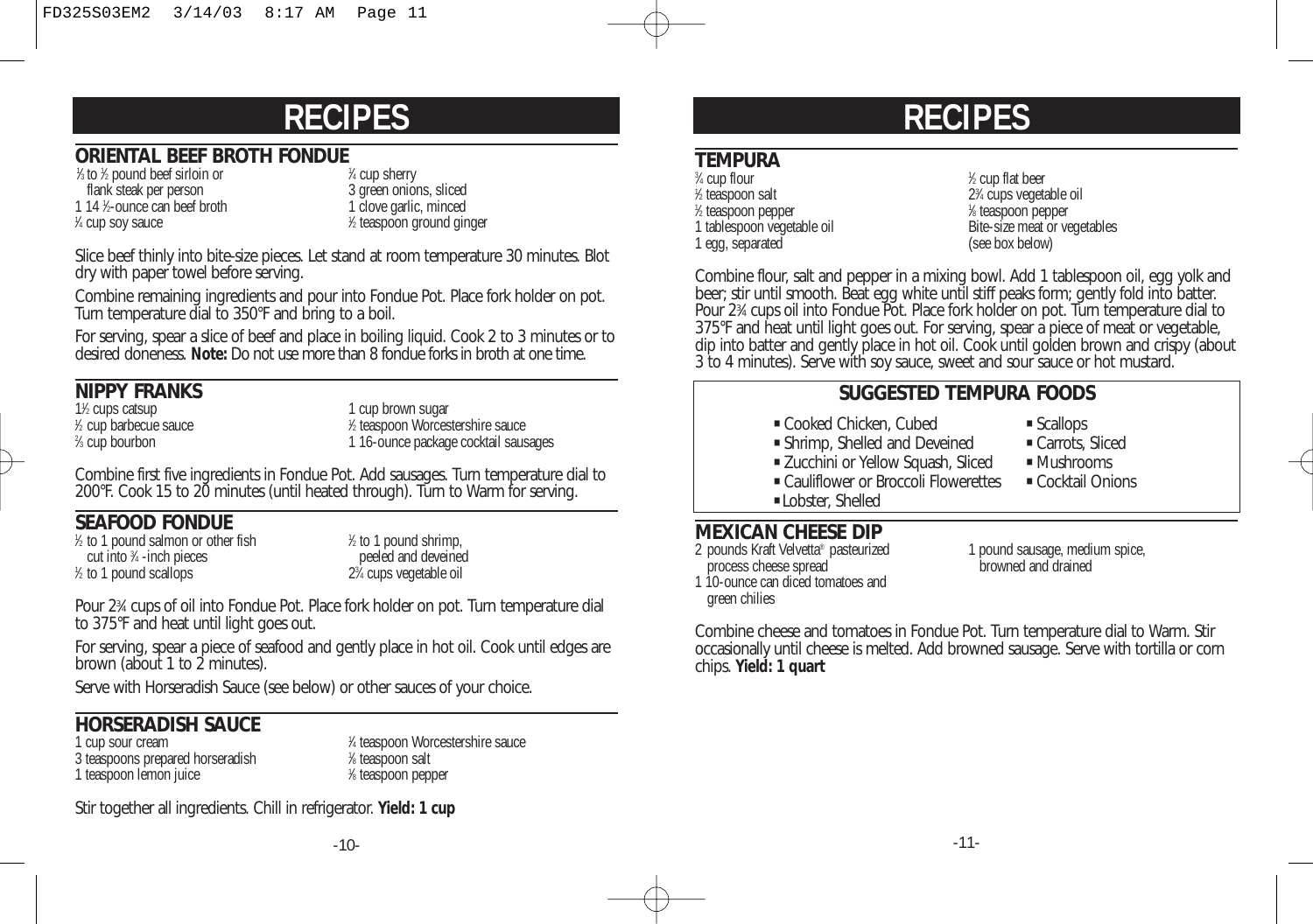# RECIPES

## ORIENTAL BEEF BROTH FONDUE

- ⅓ to ½ pound beef sirloin or flank steak per person
- 1 14 ½-ounce can beef broth
- ¼ cup soy sauce
- ¼ cup sherry
- 3 green onions, sliced
- 1 clove garlic, minced
- ½ teaspoon ground ginger

Slice beef thinly into bite-size pieces. Let stand at room temperature 30 minutes. Blot dry with paper towel before serving.

Combine remaining ingredients and pour into Fondue Pot. Place fork holder on pot. Turn temperature dial to 350°F and bring to a boil.

For serving, spear a slice of beef and place in boiling liquid. Cook 2 to 3 minutes or to desired doneness. **Note:** Do not use more than 8 fondue forks in broth at one time.

## NIPPY FRANKS

- 1½ cups catsup
- ½ cup barbecue sauce
- ⅔ cup bourbon
- 1 cup brown sugar
- ½ teaspoon Worcestershire sauce
- 1 16-ounce package cocktail sausages

Combine first five ingredients in Fondue Pot. Add sausages. Turn temperature dial to 200°F. Cook 15 to 20 minutes (until heated through). Turn to Warm for serving.

## SEAFOOD FONDUE

- ½ to 1 pound salmon or other fish cut into ¾ -inch pieces
- ½ to 1 pound scallops
- ½ to 1 pound shrimp, peeled and deveined
- 2¾ cups vegetable oil

Pour 2¾ cups of oil into Fondue Pot. Place fork holder on pot. Turn temperature dial to 375°F and heat until light goes out.

For serving, spear a piece of seafood and gently place in hot oil. Cook until edges are brown (about 1 to 2 minutes).

Serve with Horseradish Sauce (see below) or other sauces of your choice.

## HORSERADISH SAUCE

- 1 cup sour cream
- 3 teaspoons prepared horseradish
- 1 teaspoon lemon juice
- ¼ teaspoon Worcestershire sauce
- ⅛ teaspoon salt
- ⅛ teaspoon pepper

Stir together all ingredients. Chill in refrigerator. **Yield: 1 cup**

# RECIPES

## TEMPURA

- ¾ cup flour
- ½ teaspoon salt
- ½ teaspoon pepper
- 1 tablespoon vegetable oil
- 1 egg, separated
- ½ cup flat beer
- 2¾ cups vegetable oil
- ⅛ teaspoon pepper
- Bite-size meat or vegetables (see box below)

Combine flour, salt and pepper in a mixing bowl. Add 1 tablespoon oil, egg yolk and beer; stir until smooth. Beat egg white until stiff peaks form; gently fold into batter. Pour 2¾ cups oil into Fondue Pot. Place fork holder on pot. Turn temperature dial to 375°F and heat until light goes out. For serving, spear a piece of meat or vegetable, dip into batter and gently place in hot oil. Cook until golden brown and crispy (about 3 to 4 minutes). Serve with soy sauce, sweet and sour sauce or hot mustard.

### SUGGESTED TEMPURA FOODS

- Cooked Chicken, Cubed
- Shrimp, Shelled and Deveined
- Zucchini or Yellow Squash, Sliced
- Cauliflower or Broccoli Flowerettes
- Lobster, Shelled
- Scallops
- Carrots, Sliced
- Mushrooms
- Cocktail Onions

## MEXICAN CHEESE DIP

- 2 pounds Kraft Velvetta® pasteurized process cheese spread
- 1 10-ounce can diced tomatoes and green chilies
- 1 pound sausage, medium spice, browned and drained

Combine cheese and tomatoes in Fondue Pot. Turn temperature dial to Warm. Stir occasionally until cheese is melted. Add browned sausage. Serve with tortilla or corn chips. **Yield: 1 quart**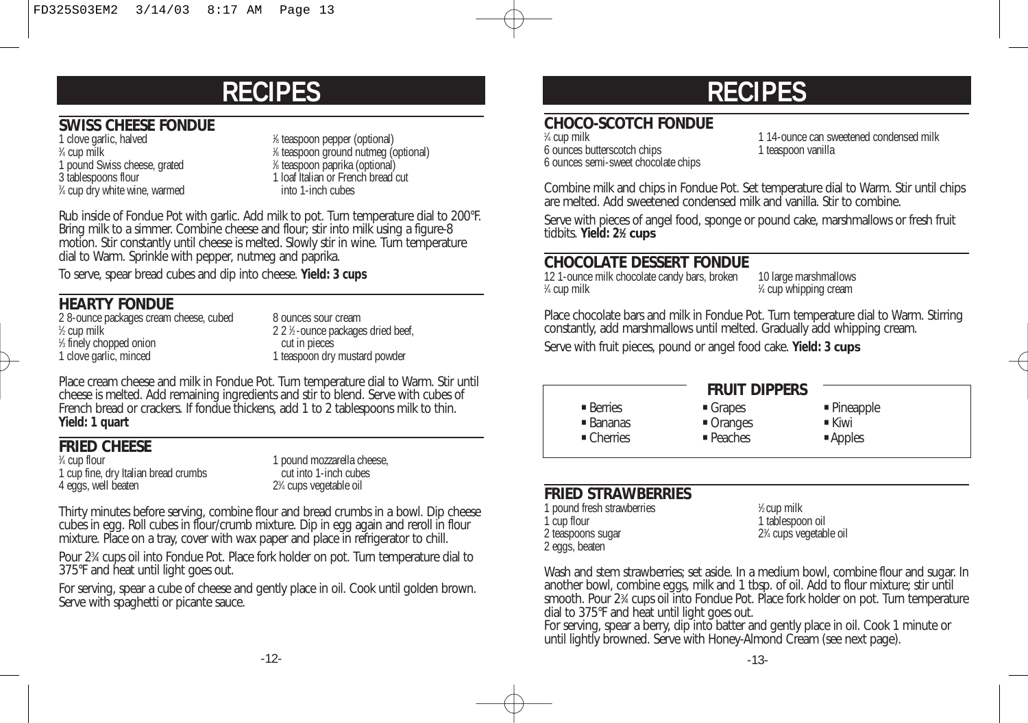# RECIPES

## SWISS CHEESE FONDUE

- 1 clove garlic, halved
- ¾ cup milk
- 1 pound Swiss cheese, grated
- 3 tablespoons flour
- ¾ cup dry white wine, warmed
- ⅛ teaspoon pepper (optional)
- ⅛ teaspoon ground nutmeg (optional)
- ⅛ teaspoon paprika (optional)
- 1 loaf Italian or French bread cut into 1-inch cubes

Rub inside of Fondue Pot with garlic. Add milk to pot. Turn temperature dial to 200°F. Bring milk to a simmer. Combine cheese and flour; stir into milk using a figure-8 motion. Stir constantly until cheese is melted. Slowly stir in wine. Turn temperature dial to Warm. Sprinkle with pepper, nutmeg and paprika.

To serve, spear bread cubes and dip into cheese. **Yield: 3 cups**

## HEARTY FONDUE

- 2 8-ounce packages cream cheese, cubed
- ½ cup milk
- ⅓ finely chopped onion
- 1 clove garlic, minced
- 8 ounces sour cream
- 2 2½-ounce packages dried beef, cut in pieces
- 1 teaspoon dry mustard powder

Place cream cheese and milk in Fondue Pot. Turn temperature dial to Warm. Stir until cheese is melted. Add remaining ingredients and stir to blend. Serve with cubes of French bread or crackers. If fondue thickens, add 1 to 2 tablespoons milk to thin. **Yield: 1 quart**

## FRIED CHEESE

- ¾ cup flour
- 1 cup fine, dry Italian bread crumbs
- 4 eggs, well beaten
- 1 pound mozzarella cheese, cut into 1-inch cubes
- 2¾ cups vegetable oil

Thirty minutes before serving, combine flour and bread crumbs in a bowl. Dip cheese cubes in egg. Roll cubes in flour/crumb mixture. Dip in egg again and reroll in flour mixture. Place on a tray, cover with wax paper and place in refrigerator to chill.

Pour 2¾ cups oil into Fondue Pot. Place fork holder on pot. Turn temperature dial to 375°F and heat until light goes out.

For serving, spear a cube of cheese and gently place in oil. Cook until golden brown. Serve with spaghetti or picante sauce.

# RECIPES

## CHOCO-SCOTCH FONDUE

- ¼ cup milk
- 6 ounces butterscotch chips
- 6 ounces semi-sweet chocolate chips
- 1 14-ounce can sweetened condensed milk
- 1 teaspoon vanilla

Combine milk and chips in Fondue Pot. Set temperature dial to Warm. Stir until chips are melted. Add sweetened condensed milk and vanilla. Stir to combine.

Serve with pieces of angel food, sponge or pound cake, marshmallows or fresh fruit tidbits. **Yield: 2½ cups**

## CHOCOLATE DESSERT FONDUE

- 12 1-ounce milk chocolate candy bars, broken
- ¼ cup milk
- 10 large marshmallows
- ¼ cup whipping cream

Place chocolate bars and milk in Fondue Pot. Turn temperature dial to Warm. Stirring constantly, add marshmallows until melted. Gradually add whipping cream.

Serve with fruit pieces, pound or angel food cake. **Yield: 3 cups**

### FRUIT DIPPERS

- Berries
- Bananas
- Cherries
- Grapes
- Oranges
- Peaches
- Pineapple
- Kiwi
- Apples

## FRIED STRAWBERRIES

- 1 pound fresh strawberries
- 1 cup flour
- 2 teaspoons sugar
- 2 eggs, beaten
- ½ cup milk
- 1 tablespoon oil
- 2¾ cups vegetable oil

Wash and stem strawberries; set aside. In a medium bowl, combine flour and sugar. In another bowl, combine eggs, milk and 1 tbsp. of oil. Add to flour mixture; stir until smooth. Pour 2¾ cups oil into Fondue Pot. Place fork holder on pot. Turn temperature dial to 375°F and heat until light goes out.

For serving, spear a berry, dip into batter and gently place in oil. Cook 1 minute or until lightly browned. Serve with Honey-Almond Cream (see next page).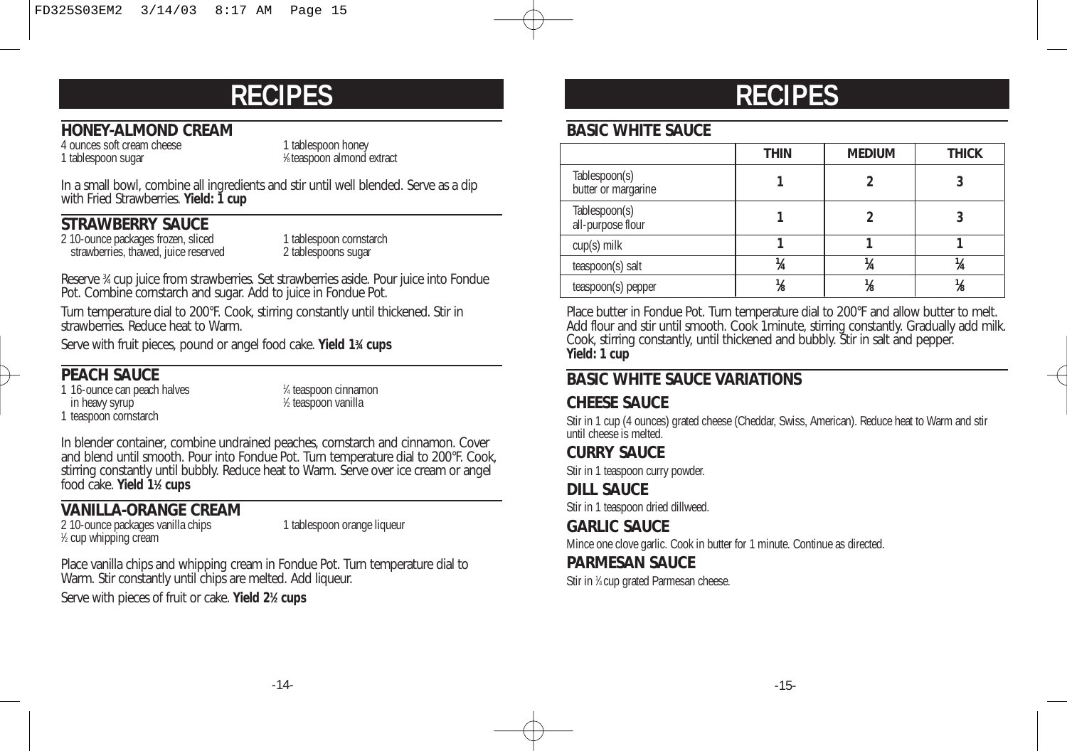# RECIPES

## HONEY-ALMOND CREAM

4 ounces soft cream cheese
1 tablespoon sugar
1 tablespoon honey
1/8 teaspoon almond extract

In a small bowl, combine all ingredients and stir until well blended. Serve as a dip with Fried Strawberries. **Yield: 1 cup**

## STRAWBERRY SAUCE

2 10-ounce packages frozen, sliced strawberries, thawed, juice reserved
1 tablespoon cornstarch
2 tablespoons sugar

Reserve ¾ cup juice from strawberries. Set strawberries aside. Pour juice into Fondue Pot. Combine cornstarch and sugar. Add to juice in Fondue Pot.

Turn temperature dial to 200°F. Cook, stirring constantly until thickened. Stir in strawberries. Reduce heat to Warm.

Serve with fruit pieces, pound or angel food cake. **Yield 1¾ cups**

## PEACH SAUCE

1 16-ounce can peach halves in heavy syrup
1 teaspoon cornstarch
¼ teaspoon cinnamon
½ teaspoon vanilla

In blender container, combine undrained peaches, cornstarch and cinnamon. Cover and blend until smooth. Pour into Fondue Pot. Turn temperature dial to 200°F. Cook, stirring constantly until bubbly. Reduce heat to Warm. Serve over ice cream or angel food cake. **Yield 1½ cups**

## VANILLA-ORANGE CREAM

2 10-ounce packages vanilla chips
½ cup whipping cream
1 tablespoon orange liqueur

Place vanilla chips and whipping cream in Fondue Pot. Turn temperature dial to Warm. Stir constantly until chips are melted. Add liqueur.

Serve with pieces of fruit or cake. **Yield 2½ cups**

# RECIPES

## BASIC WHITE SAUCE

| | THIN | MEDIUM | THICK |
|---|---|---|---|
| Tablespoon(s) butter or margarine | 1 | 2 | 3 |
| Tablespoon(s) all-purpose flour | 1 | 2 | 3 |
| cup(s) milk | 1 | 1 | 1 |
| teaspoon(s) salt | ¼ | ¼ | ¼ |
| teaspoon(s) pepper | ⅛ | ⅛ | ⅛ |

Place butter in Fondue Pot. Turn temperature dial to 200°F and allow butter to melt. Add flour and stir until smooth. Cook 1minute, stirring constantly. Gradually add milk. Cook, stirring constantly, until thickened and bubbly. Stir in salt and pepper.
**Yield: 1 cup**

## BASIC WHITE SAUCE VARIATIONS

### CHEESE SAUCE

Stir in 1 cup (4 ounces) grated cheese (Cheddar, Swiss, American). Reduce heat to Warm and stir until cheese is melted.

### CURRY SAUCE

Stir in 1 teaspoon curry powder.

### DILL SAUCE

Stir in 1 teaspoon dried dillweed.

### GARLIC SAUCE

Mince one clove garlic. Cook in butter for 1 minute. Continue as directed.

### PARMESAN SAUCE

Stir in ¼ cup grated Parmesan cheese.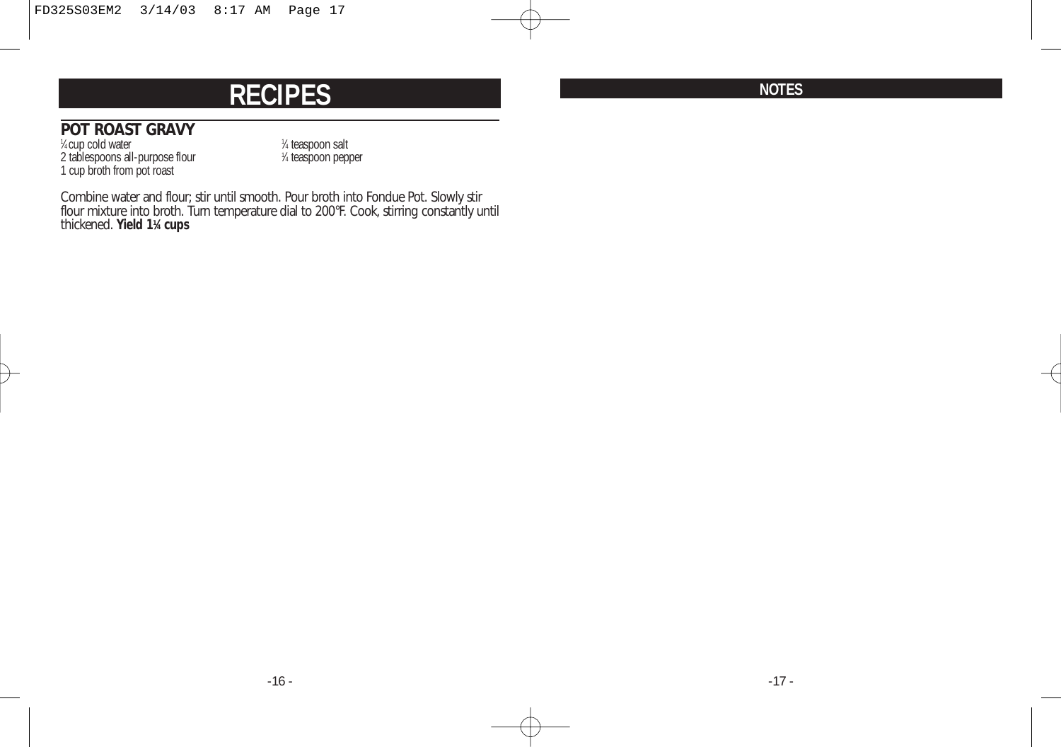# RECIPES

## POT ROAST GRAVY

¼ cup cold water
2 tablespoons all-purpose flour
1 cup broth from pot roast
¼ teaspoon salt
¼ teaspoon pepper

Combine water and flour; stir until smooth. Pour broth into Fondue Pot. Slowly stir flour mixture into broth. Turn temperature dial to 200°F. Cook, stirring constantly until thickened. **Yield 1¼ cups**

# NOTES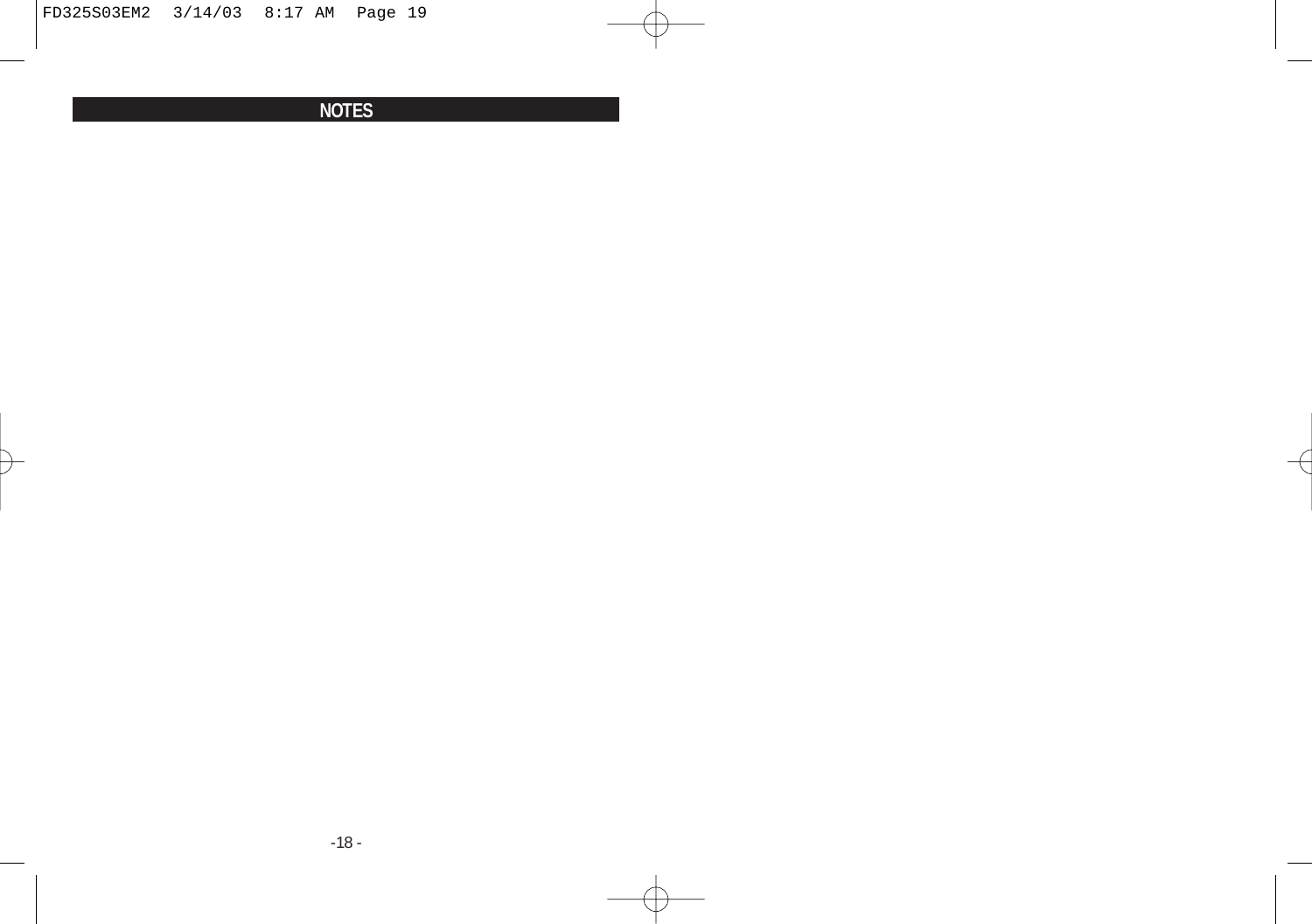## NOTES